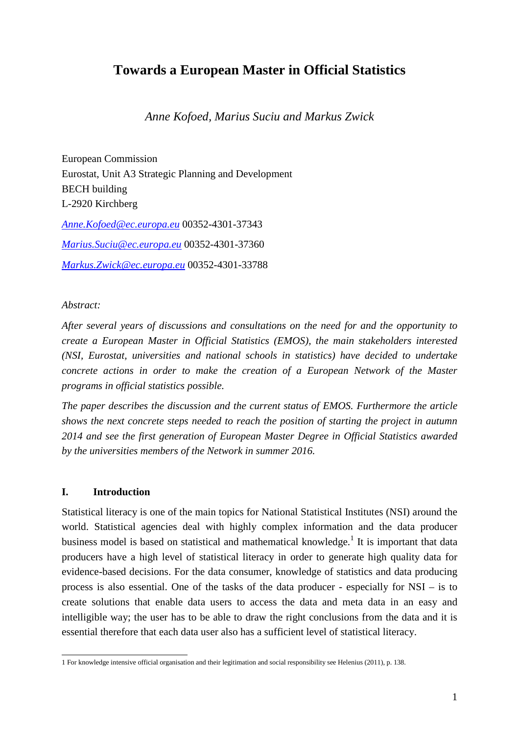# Towards a European Master in Official Statistics

*Anne Kofoed, Marius Suciu and Markus Zwick*

European Commission
Eurostat, Unit A3 Strategic Planning and Development
BECH building
L-2920 Kirchberg

[Anne.Kofoed@ec.europa.eu](mailto:Anne.Kofoed@ec.europa.eu) 00352-4301-37343

[Marius.Suciu@ec.europa.eu](mailto:Marius.Suciu@ec.europa.eu) 00352-4301-37360

[Markus.Zwick@ec.europa.eu](mailto:Markus.Zwick@ec.europa.eu) 00352-4301-33788

*Abstract:*

*After several years of discussions and consultations on the need for and the opportunity to create a European Master in Official Statistics (EMOS), the main stakeholders interested (NSI, Eurostat, universities and national schools in statistics) have decided to undertake concrete actions in order to make the creation of a European Network of the Master programs in official statistics possible.*

*The paper describes the discussion and the current status of EMOS. Furthermore the article shows the next concrete steps needed to reach the position of starting the project in autumn 2014 and see the first generation of European Master Degree in Official Statistics awarded by the universities members of the Network in summer 2016.*

## I. Introduction

Statistical literacy is one of the main topics for National Statistical Institutes (NSI) around the world. Statistical agencies deal with highly complex information and the data producer business model is based on statistical and mathematical knowledge.[1] It is important that data producers have a high level of statistical literacy in order to generate high quality data for evidence-based decisions. For the data consumer, knowledge of statistics and data producing process is also essential. One of the tasks of the data producer - especially for NSI – is to create solutions that enable data users to access the data and meta data in an easy and intelligible way; the user has to be able to draw the right conclusions from the data and it is essential therefore that each data user also has a sufficient level of statistical literacy.

---

1 For knowledge intensive official organisation and their legitimation and social responsibility see Helenius (2011), p. 138.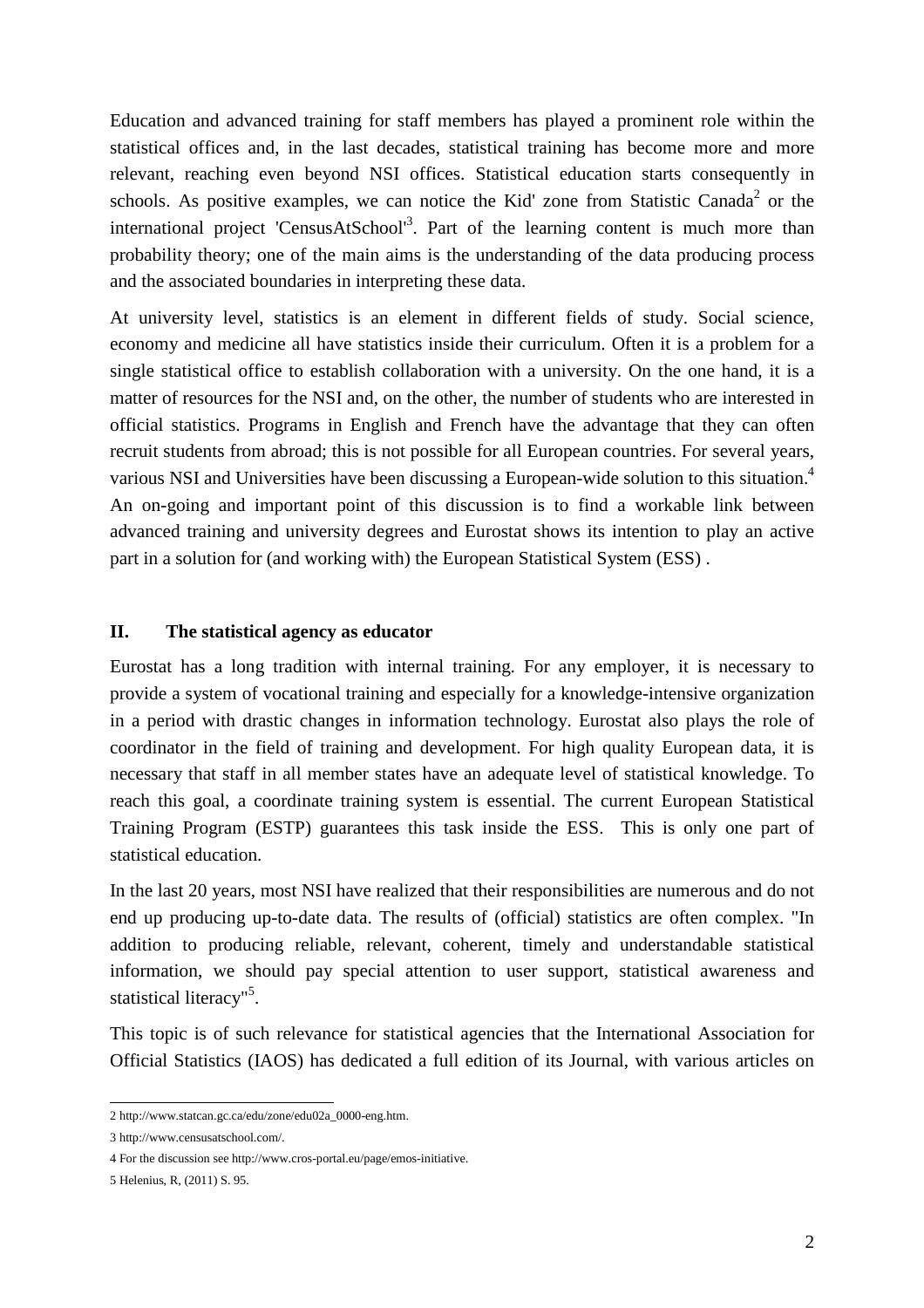Education and advanced training for staff members has played a prominent role within the statistical offices and, in the last decades, statistical training has become more and more relevant, reaching even beyond NSI offices. Statistical education starts consequently in schools. As positive examples, we can notice the Kid' zone from Statistic Canada[2] or the international project 'CensusAtSchool'[3]. Part of the learning content is much more than probability theory; one of the main aims is the understanding of the data producing process and the associated boundaries in interpreting these data.

At university level, statistics is an element in different fields of study. Social science, economy and medicine all have statistics inside their curriculum. Often it is a problem for a single statistical office to establish collaboration with a university. On the one hand, it is a matter of resources for the NSI and, on the other, the number of students who are interested in official statistics. Programs in English and French have the advantage that they can often recruit students from abroad; this is not possible for all European countries. For several years, various NSI and Universities have been discussing a European-wide solution to this situation.[4] An on-going and important point of this discussion is to find a workable link between advanced training and university degrees and Eurostat shows its intention to play an active part in a solution for (and working with) the European Statistical System (ESS) .

## II. The statistical agency as educator

Eurostat has a long tradition with internal training. For any employer, it is necessary to provide a system of vocational training and especially for a knowledge-intensive organization in a period with drastic changes in information technology. Eurostat also plays the role of coordinator in the field of training and development. For high quality European data, it is necessary that staff in all member states have an adequate level of statistical knowledge. To reach this goal, a coordinate training system is essential. The current European Statistical Training Program (ESTP) guarantees this task inside the ESS. This is only one part of statistical education.

In the last 20 years, most NSI have realized that their responsibilities are numerous and do not end up producing up-to-date data. The results of (official) statistics are often complex. "In addition to producing reliable, relevant, coherent, timely and understandable statistical information, we should pay special attention to user support, statistical awareness and statistical literacy"[5].

This topic is of such relevance for statistical agencies that the International Association for Official Statistics (IAOS) has dedicated a full edition of its Journal, with various articles on

---

2 http://www.statcan.gc.ca/edu/zone/edu02a_0000-eng.htm.

3 http://www.censusatschool.com/.

4 For the discussion see http://www.cros-portal.eu/page/emos-initiative.

5 Helenius, R, (2011) S. 95.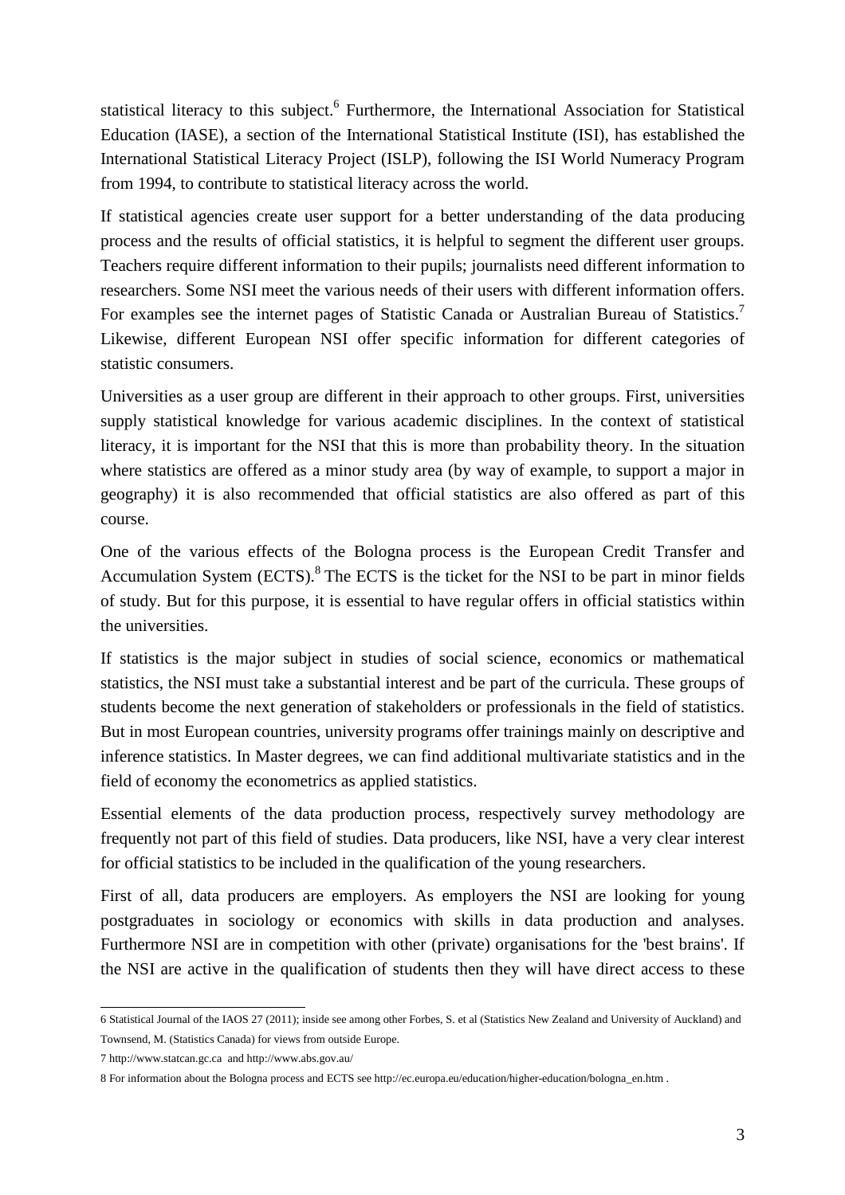statistical literacy to this subject.[6] Furthermore, the International Association for Statistical Education (IASE), a section of the International Statistical Institute (ISI), has established the International Statistical Literacy Project (ISLP), following the ISI World Numeracy Program from 1994, to contribute to statistical literacy across the world.

If statistical agencies create user support for a better understanding of the data producing process and the results of official statistics, it is helpful to segment the different user groups. Teachers require different information to their pupils; journalists need different information to researchers. Some NSI meet the various needs of their users with different information offers. For examples see the internet pages of Statistic Canada or Australian Bureau of Statistics.[7] Likewise, different European NSI offer specific information for different categories of statistic consumers.

Universities as a user group are different in their approach to other groups. First, universities supply statistical knowledge for various academic disciplines. In the context of statistical literacy, it is important for the NSI that this is more than probability theory. In the situation where statistics are offered as a minor study area (by way of example, to support a major in geography) it is also recommended that official statistics are also offered as part of this course.

One of the various effects of the Bologna process is the European Credit Transfer and Accumulation System (ECTS).[8] The ECTS is the ticket for the NSI to be part in minor fields of study. But for this purpose, it is essential to have regular offers in official statistics within the universities.

If statistics is the major subject in studies of social science, economics or mathematical statistics, the NSI must take a substantial interest and be part of the curricula. These groups of students become the next generation of stakeholders or professionals in the field of statistics. But in most European countries, university programs offer trainings mainly on descriptive and inference statistics. In Master degrees, we can find additional multivariate statistics and in the field of economy the econometrics as applied statistics.

Essential elements of the data production process, respectively survey methodology are frequently not part of this field of studies. Data producers, like NSI, have a very clear interest for official statistics to be included in the qualification of the young researchers.

First of all, data producers are employers. As employers the NSI are looking for young postgraduates in sociology or economics with skills in data production and analyses. Furthermore NSI are in competition with other (private) organisations for the 'best brains'. If the NSI are active in the qualification of students then they will have direct access to these

---

6 Statistical Journal of the IAOS 27 (2011); inside see among other Forbes, S. et al (Statistics New Zealand and University of Auckland) and Townsend, M. (Statistics Canada) for views from outside Europe.

7 http://www.statcan.gc.ca and http://www.abs.gov.au/

8 For information about the Bologna process and ECTS see http://ec.europa.eu/education/higher-education/bologna_en.htm .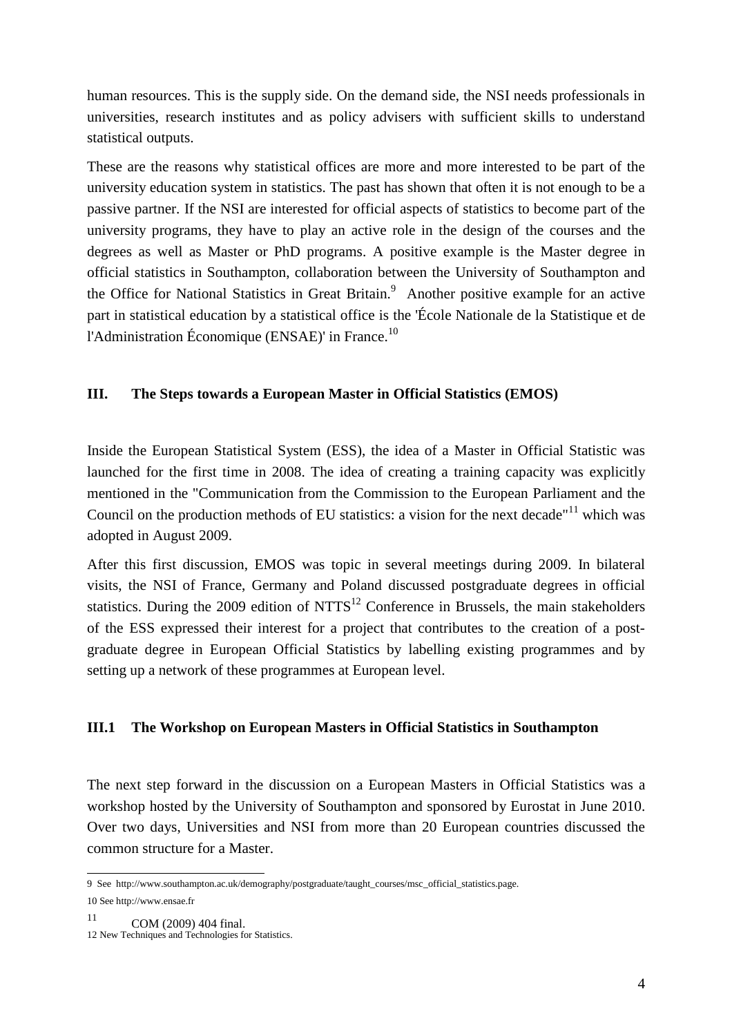human resources. This is the supply side. On the demand side, the NSI needs professionals in universities, research institutes and as policy advisers with sufficient skills to understand statistical outputs.

These are the reasons why statistical offices are more and more interested to be part of the university education system in statistics. The past has shown that often it is not enough to be a passive partner. If the NSI are interested for official aspects of statistics to become part of the university programs, they have to play an active role in the design of the courses and the degrees as well as Master or PhD programs. A positive example is the Master degree in official statistics in Southampton, collaboration between the University of Southampton and the Office for National Statistics in Great Britain.[9] Another positive example for an active part in statistical education by a statistical office is the 'École Nationale de la Statistique et de l'Administration Économique (ENSAE)' in France.[10]

## III. The Steps towards a European Master in Official Statistics (EMOS)

Inside the European Statistical System (ESS), the idea of a Master in Official Statistic was launched for the first time in 2008. The idea of creating a training capacity was explicitly mentioned in the "Communication from the Commission to the European Parliament and the Council on the production methods of EU statistics: a vision for the next decade"[11] which was adopted in August 2009.

After this first discussion, EMOS was topic in several meetings during 2009. In bilateral visits, the NSI of France, Germany and Poland discussed postgraduate degrees in official statistics. During the 2009 edition of NTTS[12] Conference in Brussels, the main stakeholders of the ESS expressed their interest for a project that contributes to the creation of a post-graduate degree in European Official Statistics by labelling existing programmes and by setting up a network of these programmes at European level.

### III.1 The Workshop on European Masters in Official Statistics in Southampton

The next step forward in the discussion on a European Masters in Official Statistics was a workshop hosted by the University of Southampton and sponsored by Eurostat in June 2010. Over two days, Universities and NSI from more than 20 European countries discussed the common structure for a Master.

---

9 See http://www.southampton.ac.uk/demography/postgraduate/taught_courses/msc_official_statistics.page.

10 See http://www.ensae.fr

11 COM (2009) 404 final.

12 New Techniques and Technologies for Statistics.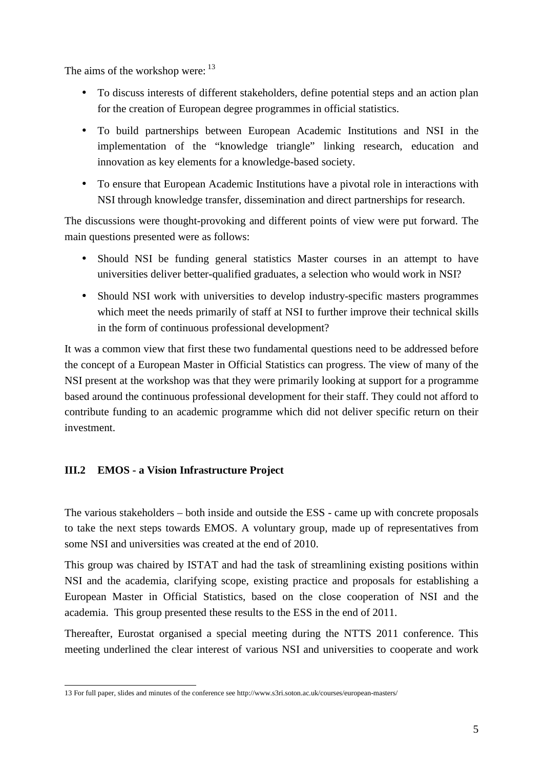The aims of the workshop were: [13]

- To discuss interests of different stakeholders, define potential steps and an action plan for the creation of European degree programmes in official statistics.
- To build partnerships between European Academic Institutions and NSI in the implementation of the "knowledge triangle" linking research, education and innovation as key elements for a knowledge-based society.
- To ensure that European Academic Institutions have a pivotal role in interactions with NSI through knowledge transfer, dissemination and direct partnerships for research.

The discussions were thought-provoking and different points of view were put forward. The main questions presented were as follows:

- Should NSI be funding general statistics Master courses in an attempt to have universities deliver better-qualified graduates, a selection who would work in NSI?
- Should NSI work with universities to develop industry-specific masters programmes which meet the needs primarily of staff at NSI to further improve their technical skills in the form of continuous professional development?

It was a common view that first these two fundamental questions need to be addressed before the concept of a European Master in Official Statistics can progress. The view of many of the NSI present at the workshop was that they were primarily looking at support for a programme based around the continuous professional development for their staff. They could not afford to contribute funding to an academic programme which did not deliver specific return on their investment.

## III.2 EMOS - a Vision Infrastructure Project

The various stakeholders – both inside and outside the ESS - came up with concrete proposals to take the next steps towards EMOS. A voluntary group, made up of representatives from some NSI and universities was created at the end of 2010.

This group was chaired by ISTAT and had the task of streamlining existing positions within NSI and the academia, clarifying scope, existing practice and proposals for establishing a European Master in Official Statistics, based on the close cooperation of NSI and the academia. This group presented these results to the ESS in the end of 2011.

Thereafter, Eurostat organised a special meeting during the NTTS 2011 conference. This meeting underlined the clear interest of various NSI and universities to cooperate and work

---

13 For full paper, slides and minutes of the conference see http://www.s3ri.soton.ac.uk/courses/european-masters/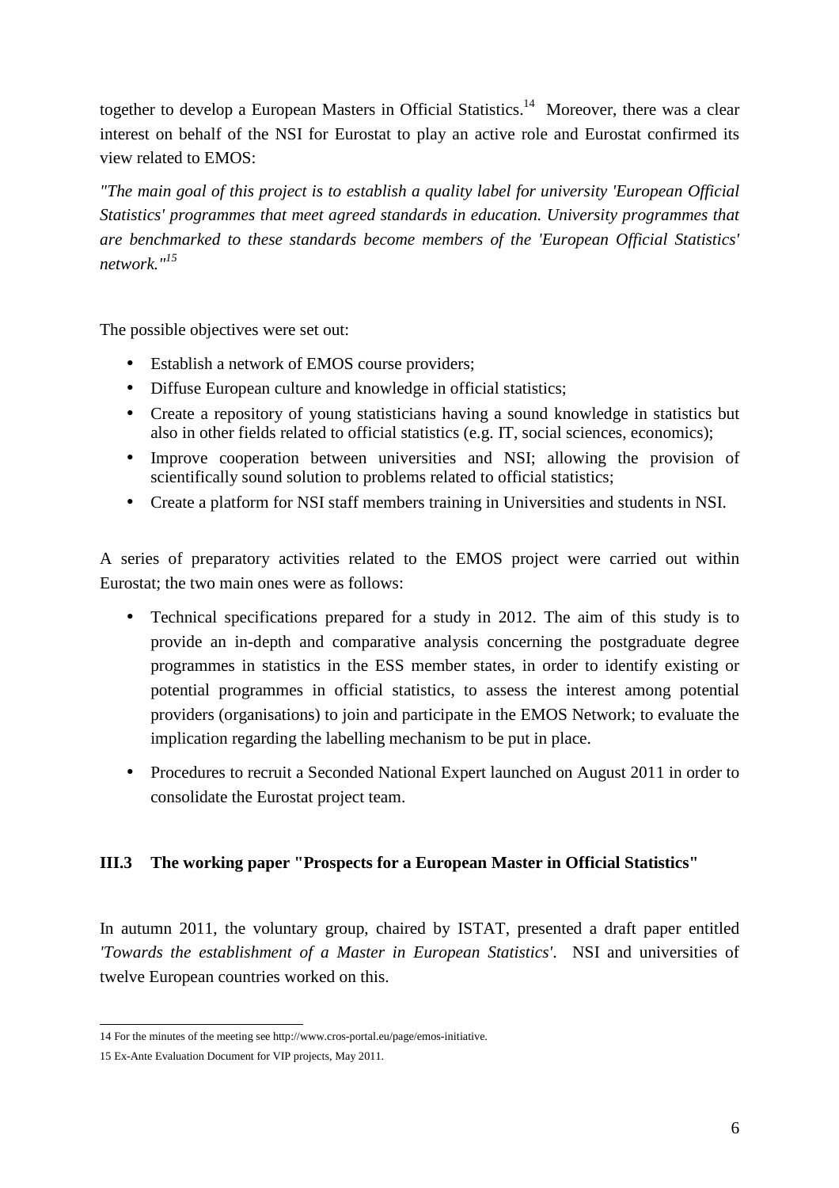together to develop a European Masters in Official Statistics.[14] Moreover, there was a clear interest on behalf of the NSI for Eurostat to play an active role and Eurostat confirmed its view related to EMOS:

*"The main goal of this project is to establish a quality label for university 'European Official Statistics' programmes that meet agreed standards in education. University programmes that are benchmarked to these standards become members of the 'European Official Statistics' network."*[15]

The possible objectives were set out:

- Establish a network of EMOS course providers;
- Diffuse European culture and knowledge in official statistics;
- Create a repository of young statisticians having a sound knowledge in statistics but also in other fields related to official statistics (e.g. IT, social sciences, economics);
- Improve cooperation between universities and NSI; allowing the provision of scientifically sound solution to problems related to official statistics;
- Create a platform for NSI staff members training in Universities and students in NSI.

A series of preparatory activities related to the EMOS project were carried out within Eurostat; the two main ones were as follows:

- Technical specifications prepared for a study in 2012. The aim of this study is to provide an in-depth and comparative analysis concerning the postgraduate degree programmes in statistics in the ESS member states, in order to identify existing or potential programmes in official statistics, to assess the interest among potential providers (organisations) to join and participate in the EMOS Network; to evaluate the implication regarding the labelling mechanism to be put in place.
- Procedures to recruit a Seconded National Expert launched on August 2011 in order to consolidate the Eurostat project team.

### III.3 The working paper "Prospects for a European Master in Official Statistics"

In autumn 2011, the voluntary group, chaired by ISTAT, presented a draft paper entitled *'Towards the establishment of a Master in European Statistics'*. NSI and universities of twelve European countries worked on this.

---

14 For the minutes of the meeting see http://www.cros-portal.eu/page/emos-initiative.

15 Ex-Ante Evaluation Document for VIP projects, May 2011.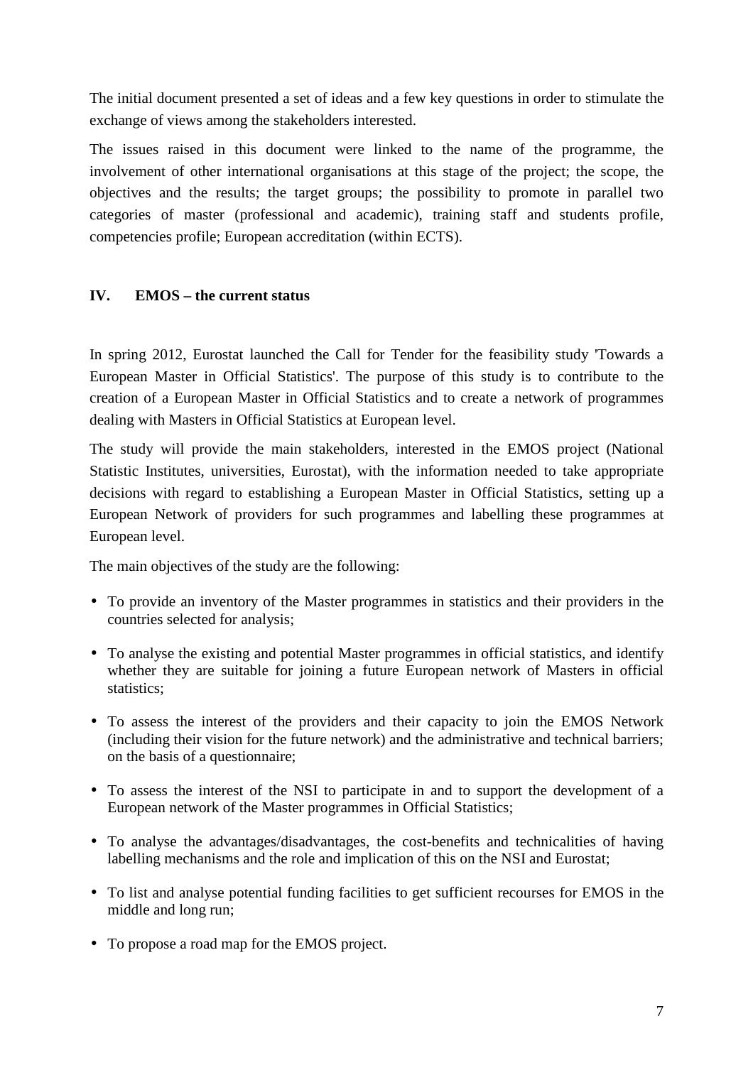The initial document presented a set of ideas and a few key questions in order to stimulate the exchange of views among the stakeholders interested.

The issues raised in this document were linked to the name of the programme, the involvement of other international organisations at this stage of the project; the scope, the objectives and the results; the target groups; the possibility to promote in parallel two categories of master (professional and academic), training staff and students profile, competencies profile; European accreditation (within ECTS).

## IV. EMOS – the current status

In spring 2012, Eurostat launched the Call for Tender for the feasibility study 'Towards a European Master in Official Statistics'. The purpose of this study is to contribute to the creation of a European Master in Official Statistics and to create a network of programmes dealing with Masters in Official Statistics at European level.

The study will provide the main stakeholders, interested in the EMOS project (National Statistic Institutes, universities, Eurostat), with the information needed to take appropriate decisions with regard to establishing a European Master in Official Statistics, setting up a European Network of providers for such programmes and labelling these programmes at European level.

The main objectives of the study are the following:

- To provide an inventory of the Master programmes in statistics and their providers in the countries selected for analysis;
- To analyse the existing and potential Master programmes in official statistics, and identify whether they are suitable for joining a future European network of Masters in official statistics;
- To assess the interest of the providers and their capacity to join the EMOS Network (including their vision for the future network) and the administrative and technical barriers; on the basis of a questionnaire;
- To assess the interest of the NSI to participate in and to support the development of a European network of the Master programmes in Official Statistics;
- To analyse the advantages/disadvantages, the cost-benefits and technicalities of having labelling mechanisms and the role and implication of this on the NSI and Eurostat;
- To list and analyse potential funding facilities to get sufficient recourses for EMOS in the middle and long run;
- To propose a road map for the EMOS project.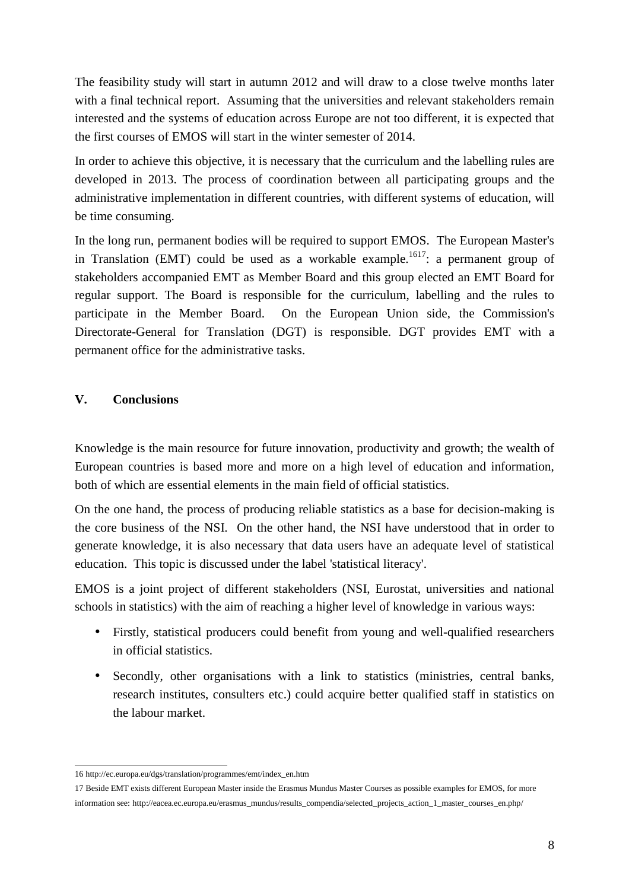The feasibility study will start in autumn 2012 and will draw to a close twelve months later with a final technical report. Assuming that the universities and relevant stakeholders remain interested and the systems of education across Europe are not too different, it is expected that the first courses of EMOS will start in the winter semester of 2014.

In order to achieve this objective, it is necessary that the curriculum and the labelling rules are developed in 2013. The process of coordination between all participating groups and the administrative implementation in different countries, with different systems of education, will be time consuming.

In the long run, permanent bodies will be required to support EMOS. The European Master's in Translation (EMT) could be used as a workable example.[16][17]: a permanent group of stakeholders accompanied EMT as Member Board and this group elected an EMT Board for regular support. The Board is responsible for the curriculum, labelling and the rules to participate in the Member Board. On the European Union side, the Commission's Directorate-General for Translation (DGT) is responsible. DGT provides EMT with a permanent office for the administrative tasks.

## V. Conclusions

Knowledge is the main resource for future innovation, productivity and growth; the wealth of European countries is based more and more on a high level of education and information, both of which are essential elements in the main field of official statistics.

On the one hand, the process of producing reliable statistics as a base for decision-making is the core business of the NSI. On the other hand, the NSI have understood that in order to generate knowledge, it is also necessary that data users have an adequate level of statistical education. This topic is discussed under the label 'statistical literacy'.

EMOS is a joint project of different stakeholders (NSI, Eurostat, universities and national schools in statistics) with the aim of reaching a higher level of knowledge in various ways:

- Firstly, statistical producers could benefit from young and well-qualified researchers in official statistics.
- Secondly, other organisations with a link to statistics (ministries, central banks, research institutes, consulters etc.) could acquire better qualified staff in statistics on the labour market.

---

16 http://ec.europa.eu/dgs/translation/programmes/emt/index_en.htm

17 Beside EMT exists different European Master inside the Erasmus Mundus Master Courses as possible examples for EMOS, for more information see: http://eacea.ec.europa.eu/erasmus_mundus/results_compendia/selected_projects_action_1_master_courses_en.php/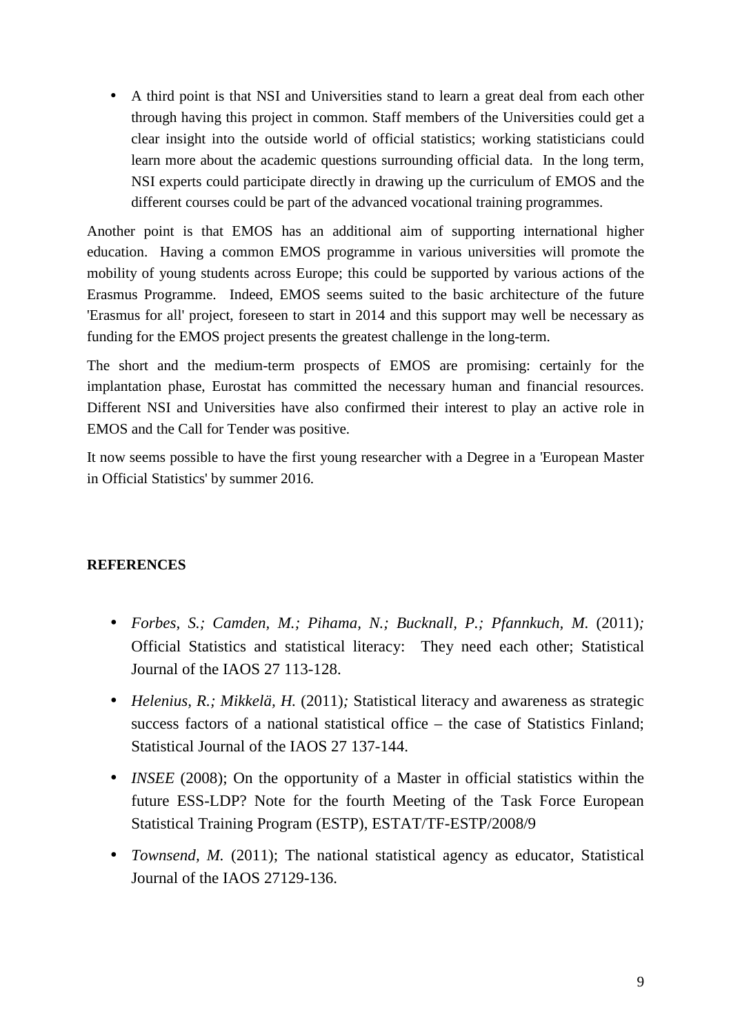- A third point is that NSI and Universities stand to learn a great deal from each other through having this project in common. Staff members of the Universities could get a clear insight into the outside world of official statistics; working statisticians could learn more about the academic questions surrounding official data. In the long term, NSI experts could participate directly in drawing up the curriculum of EMOS and the different courses could be part of the advanced vocational training programmes.

Another point is that EMOS has an additional aim of supporting international higher education. Having a common EMOS programme in various universities will promote the mobility of young students across Europe; this could be supported by various actions of the Erasmus Programme. Indeed, EMOS seems suited to the basic architecture of the future 'Erasmus for all' project, foreseen to start in 2014 and this support may well be necessary as funding for the EMOS project presents the greatest challenge in the long-term.

The short and the medium-term prospects of EMOS are promising: certainly for the implantation phase, Eurostat has committed the necessary human and financial resources. Different NSI and Universities have also confirmed their interest to play an active role in EMOS and the Call for Tender was positive.

It now seems possible to have the first young researcher with a Degree in a 'European Master in Official Statistics' by summer 2016.

**REFERENCES**

- *Forbes, S.; Camden, M.; Pihama, N.; Bucknall, P.; Pfannkuch, M.* (2011)*;* Official Statistics and statistical literacy: They need each other; Statistical Journal of the IAOS 27 113-128.
- *Helenius, R.; Mikkelä, H.* (2011)*;* Statistical literacy and awareness as strategic success factors of a national statistical office – the case of Statistics Finland; Statistical Journal of the IAOS 27 137-144.
- *INSEE* (2008); On the opportunity of a Master in official statistics within the future ESS-LDP? Note for the fourth Meeting of the Task Force European Statistical Training Program (ESTP), ESTAT/TF-ESTP/2008/9
- *Townsend, M.* (2011); The national statistical agency as educator, Statistical Journal of the IAOS 27129-136.